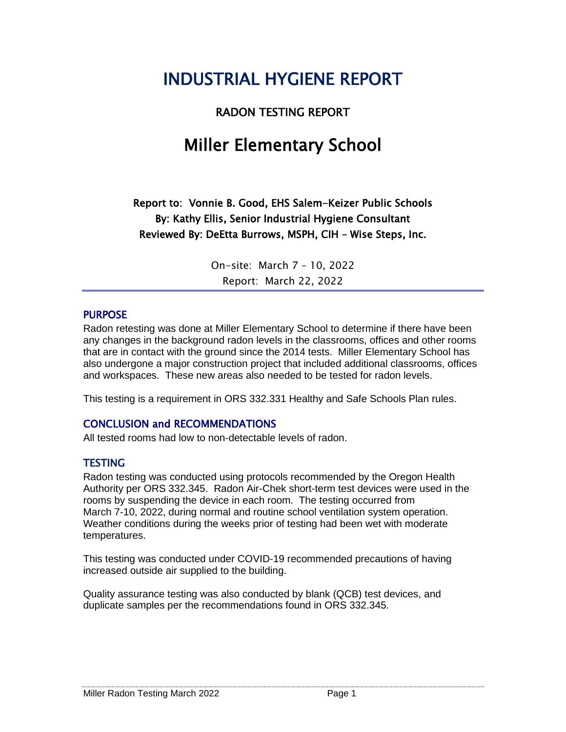# INDUSTRIAL HYGIENE REPORT

## RADON TESTING REPORT

# Miller Elementary School

**Report to: Vonnie B. Good, EHS Salem-Keizer Public Schools**
**By: Kathy Ellis, Senior Industrial Hygiene Consultant**
**Reviewed By: DeEtta Burrows, MSPH, CIH – Wise Steps, Inc.**

On-site: March 7 – 10, 2022
Report: March 22, 2022

---

## PURPOSE

Radon retesting was done at Miller Elementary School to determine if there have been any changes in the background radon levels in the classrooms, offices and other rooms that are in contact with the ground since the 2014 tests. Miller Elementary School has also undergone a major construction project that included additional classrooms, offices and workspaces. These new areas also needed to be tested for radon levels.

This testing is a requirement in ORS 332.331 Healthy and Safe Schools Plan rules.

## CONCLUSION and RECOMMENDATIONS

All tested rooms had low to non-detectable levels of radon.

## TESTING

Radon testing was conducted using protocols recommended by the Oregon Health Authority per ORS 332.345. Radon Air-Chek short-term test devices were used in the rooms by suspending the device in each room. The testing occurred from March 7-10, 2022, during normal and routine school ventilation system operation. Weather conditions during the weeks prior of testing had been wet with moderate temperatures.

This testing was conducted under COVID-19 recommended precautions of having increased outside air supplied to the building.

Quality assurance testing was also conducted by blank (QCB) test devices, and duplicate samples per the recommendations found in ORS 332.345.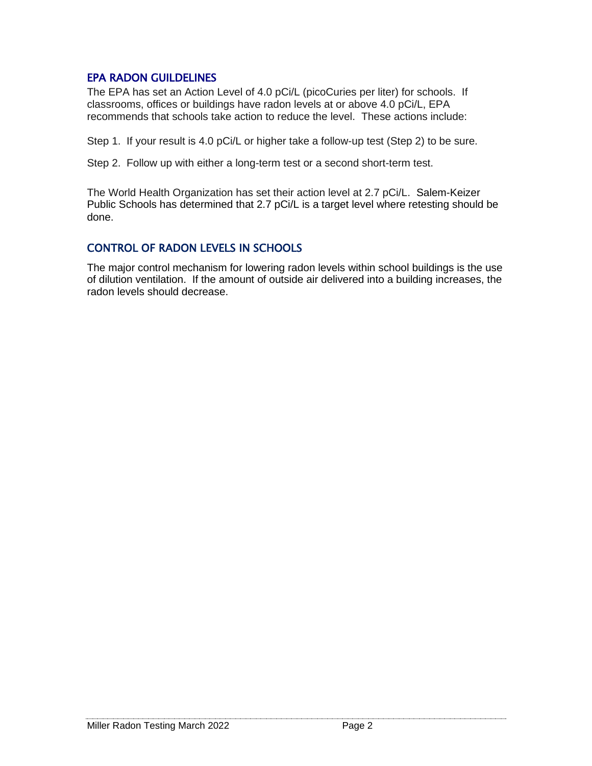## EPA RADON GUILDELINES

The EPA has set an Action Level of 4.0 pCi/L (picoCuries per liter) for schools. If classrooms, offices or buildings have radon levels at or above 4.0 pCi/L, EPA recommends that schools take action to reduce the level. These actions include:

Step 1. If your result is 4.0 pCi/L or higher take a follow-up test (Step 2) to be sure.

Step 2. Follow up with either a long-term test or a second short-term test.

The World Health Organization has set their action level at 2.7 pCi/L. Salem-Keizer Public Schools has determined that 2.7 pCi/L is a target level where retesting should be done.

## CONTROL OF RADON LEVELS IN SCHOOLS

The major control mechanism for lowering radon levels within school buildings is the use of dilution ventilation. If the amount of outside air delivered into a building increases, the radon levels should decrease.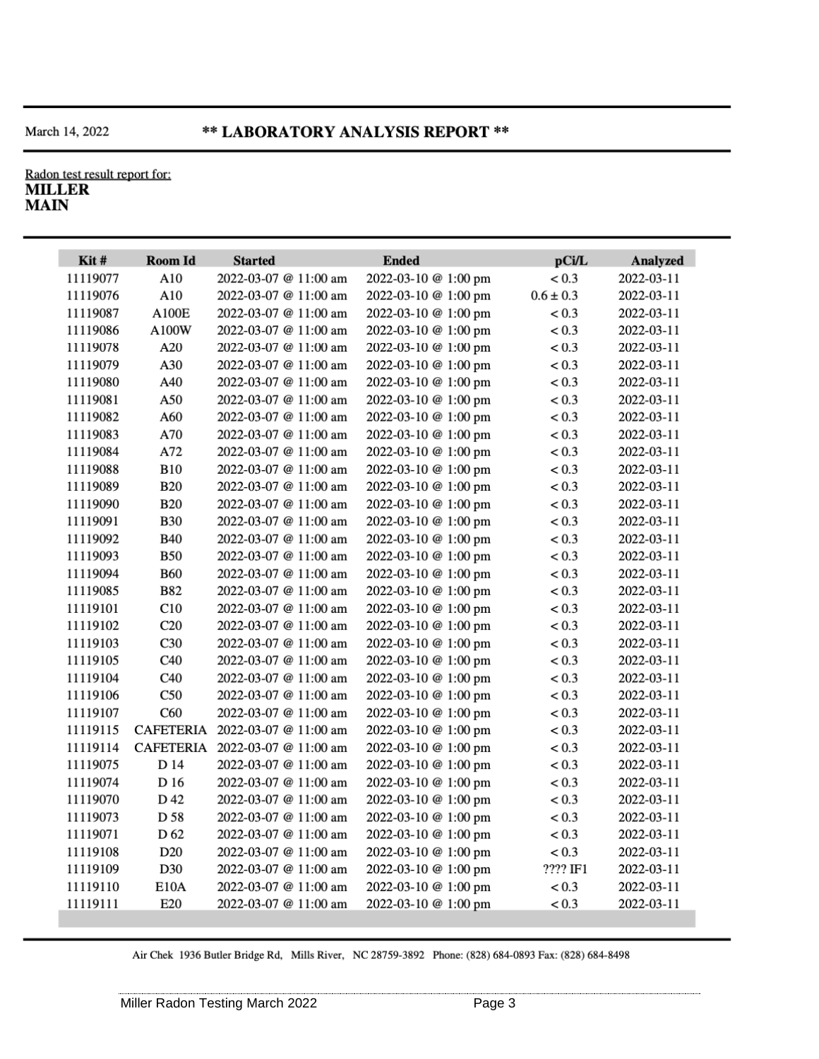March 14, 2022

# ** LABORATORY ANALYSIS REPORT **

Radon test result report for:
**MILLER**
**MAIN**

| Kit # | Room Id | Started | Ended | pCi/L | Analyzed |
|---|---|---|---|---|---|
| 11119077 | A10 | 2022-03-07 @ 11:00 am | 2022-03-10 @ 1:00 pm | < 0.3 | 2022-03-11 |
| 11119076 | A10 | 2022-03-07 @ 11:00 am | 2022-03-10 @ 1:00 pm | 0.6 ± 0.3 | 2022-03-11 |
| 11119087 | A100E | 2022-03-07 @ 11:00 am | 2022-03-10 @ 1:00 pm | < 0.3 | 2022-03-11 |
| 11119086 | A100W | 2022-03-07 @ 11:00 am | 2022-03-10 @ 1:00 pm | < 0.3 | 2022-03-11 |
| 11119078 | A20 | 2022-03-07 @ 11:00 am | 2022-03-10 @ 1:00 pm | < 0.3 | 2022-03-11 |
| 11119079 | A30 | 2022-03-07 @ 11:00 am | 2022-03-10 @ 1:00 pm | < 0.3 | 2022-03-11 |
| 11119080 | A40 | 2022-03-07 @ 11:00 am | 2022-03-10 @ 1:00 pm | < 0.3 | 2022-03-11 |
| 11119081 | A50 | 2022-03-07 @ 11:00 am | 2022-03-10 @ 1:00 pm | < 0.3 | 2022-03-11 |
| 11119082 | A60 | 2022-03-07 @ 11:00 am | 2022-03-10 @ 1:00 pm | < 0.3 | 2022-03-11 |
| 11119083 | A70 | 2022-03-07 @ 11:00 am | 2022-03-10 @ 1:00 pm | < 0.3 | 2022-03-11 |
| 11119084 | A72 | 2022-03-07 @ 11:00 am | 2022-03-10 @ 1:00 pm | < 0.3 | 2022-03-11 |
| 11119088 | B10 | 2022-03-07 @ 11:00 am | 2022-03-10 @ 1:00 pm | < 0.3 | 2022-03-11 |
| 11119089 | B20 | 2022-03-07 @ 11:00 am | 2022-03-10 @ 1:00 pm | < 0.3 | 2022-03-11 |
| 11119090 | B20 | 2022-03-07 @ 11:00 am | 2022-03-10 @ 1:00 pm | < 0.3 | 2022-03-11 |
| 11119091 | B30 | 2022-03-07 @ 11:00 am | 2022-03-10 @ 1:00 pm | < 0.3 | 2022-03-11 |
| 11119092 | B40 | 2022-03-07 @ 11:00 am | 2022-03-10 @ 1:00 pm | < 0.3 | 2022-03-11 |
| 11119093 | B50 | 2022-03-07 @ 11:00 am | 2022-03-10 @ 1:00 pm | < 0.3 | 2022-03-11 |
| 11119094 | B60 | 2022-03-07 @ 11:00 am | 2022-03-10 @ 1:00 pm | < 0.3 | 2022-03-11 |
| 11119085 | B82 | 2022-03-07 @ 11:00 am | 2022-03-10 @ 1:00 pm | < 0.3 | 2022-03-11 |
| 11119101 | C10 | 2022-03-07 @ 11:00 am | 2022-03-10 @ 1:00 pm | < 0.3 | 2022-03-11 |
| 11119102 | C20 | 2022-03-07 @ 11:00 am | 2022-03-10 @ 1:00 pm | < 0.3 | 2022-03-11 |
| 11119103 | C30 | 2022-03-07 @ 11:00 am | 2022-03-10 @ 1:00 pm | < 0.3 | 2022-03-11 |
| 11119105 | C40 | 2022-03-07 @ 11:00 am | 2022-03-10 @ 1:00 pm | < 0.3 | 2022-03-11 |
| 11119104 | C40 | 2022-03-07 @ 11:00 am | 2022-03-10 @ 1:00 pm | < 0.3 | 2022-03-11 |
| 11119106 | C50 | 2022-03-07 @ 11:00 am | 2022-03-10 @ 1:00 pm | < 0.3 | 2022-03-11 |
| 11119107 | C60 | 2022-03-07 @ 11:00 am | 2022-03-10 @ 1:00 pm | < 0.3 | 2022-03-11 |
| 11119115 | CAFETERIA | 2022-03-07 @ 11:00 am | 2022-03-10 @ 1:00 pm | < 0.3 | 2022-03-11 |
| 11119114 | CAFETERIA | 2022-03-07 @ 11:00 am | 2022-03-10 @ 1:00 pm | < 0.3 | 2022-03-11 |
| 11119075 | D 14 | 2022-03-07 @ 11:00 am | 2022-03-10 @ 1:00 pm | < 0.3 | 2022-03-11 |
| 11119074 | D 16 | 2022-03-07 @ 11:00 am | 2022-03-10 @ 1:00 pm | < 0.3 | 2022-03-11 |
| 11119070 | D 42 | 2022-03-07 @ 11:00 am | 2022-03-10 @ 1:00 pm | < 0.3 | 2022-03-11 |
| 11119073 | D 58 | 2022-03-07 @ 11:00 am | 2022-03-10 @ 1:00 pm | < 0.3 | 2022-03-11 |
| 11119071 | D 62 | 2022-03-07 @ 11:00 am | 2022-03-10 @ 1:00 pm | < 0.3 | 2022-03-11 |
| 11119108 | D20 | 2022-03-07 @ 11:00 am | 2022-03-10 @ 1:00 pm | < 0.3 | 2022-03-11 |
| 11119109 | D30 | 2022-03-07 @ 11:00 am | 2022-03-10 @ 1:00 pm | ???? IF1 | 2022-03-11 |
| 11119110 | E10A | 2022-03-07 @ 11:00 am | 2022-03-10 @ 1:00 pm | < 0.3 | 2022-03-11 |
| 11119111 | E20 | 2022-03-07 @ 11:00 am | 2022-03-10 @ 1:00 pm | < 0.3 | 2022-03-11 |

Air Chek 1936 Butler Bridge Rd, Mills River, NC 28759-3892 Phone: (828) 684-0893 Fax: (828) 684-8498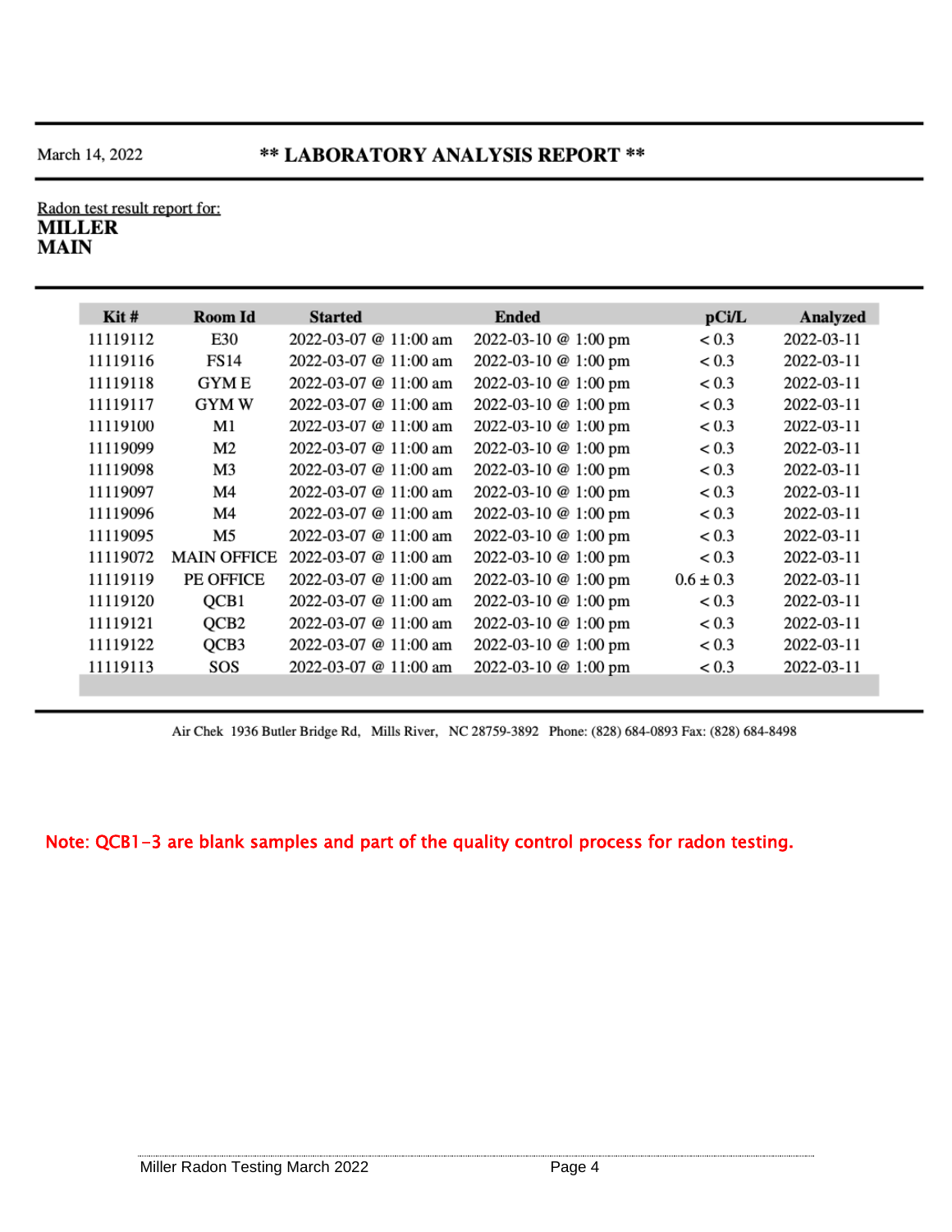March 14, 2022

# ** LABORATORY ANALYSIS REPORT **

Radon test result report for:
**MILLER**
**MAIN**

| Kit # | Room Id | Started | Ended | pCi/L | Analyzed |
|---|---|---|---|---|---|
| 11119112 | E30 | 2022-03-07 @ 11:00 am | 2022-03-10 @ 1:00 pm | < 0.3 | 2022-03-11 |
| 11119116 | FS14 | 2022-03-07 @ 11:00 am | 2022-03-10 @ 1:00 pm | < 0.3 | 2022-03-11 |
| 11119118 | GYM E | 2022-03-07 @ 11:00 am | 2022-03-10 @ 1:00 pm | < 0.3 | 2022-03-11 |
| 11119117 | GYM W | 2022-03-07 @ 11:00 am | 2022-03-10 @ 1:00 pm | < 0.3 | 2022-03-11 |
| 11119100 | M1 | 2022-03-07 @ 11:00 am | 2022-03-10 @ 1:00 pm | < 0.3 | 2022-03-11 |
| 11119099 | M2 | 2022-03-07 @ 11:00 am | 2022-03-10 @ 1:00 pm | < 0.3 | 2022-03-11 |
| 11119098 | M3 | 2022-03-07 @ 11:00 am | 2022-03-10 @ 1:00 pm | < 0.3 | 2022-03-11 |
| 11119097 | M4 | 2022-03-07 @ 11:00 am | 2022-03-10 @ 1:00 pm | < 0.3 | 2022-03-11 |
| 11119096 | M4 | 2022-03-07 @ 11:00 am | 2022-03-10 @ 1:00 pm | < 0.3 | 2022-03-11 |
| 11119095 | M5 | 2022-03-07 @ 11:00 am | 2022-03-10 @ 1:00 pm | < 0.3 | 2022-03-11 |
| 11119072 | MAIN OFFICE | 2022-03-07 @ 11:00 am | 2022-03-10 @ 1:00 pm | < 0.3 | 2022-03-11 |
| 11119119 | PE OFFICE | 2022-03-07 @ 11:00 am | 2022-03-10 @ 1:00 pm | 0.6 ± 0.3 | 2022-03-11 |
| 11119120 | QCB1 | 2022-03-07 @ 11:00 am | 2022-03-10 @ 1:00 pm | < 0.3 | 2022-03-11 |
| 11119121 | QCB2 | 2022-03-07 @ 11:00 am | 2022-03-10 @ 1:00 pm | < 0.3 | 2022-03-11 |
| 11119122 | QCB3 | 2022-03-07 @ 11:00 am | 2022-03-10 @ 1:00 pm | < 0.3 | 2022-03-11 |
| 11119113 | SOS | 2022-03-07 @ 11:00 am | 2022-03-10 @ 1:00 pm | < 0.3 | 2022-03-11 |

Air Chek 1936 Butler Bridge Rd, Mills River, NC 28759-3892 Phone: (828) 684-0893 Fax: (828) 684-8498

Note: QCB1-3 are blank samples and part of the quality control process for radon testing.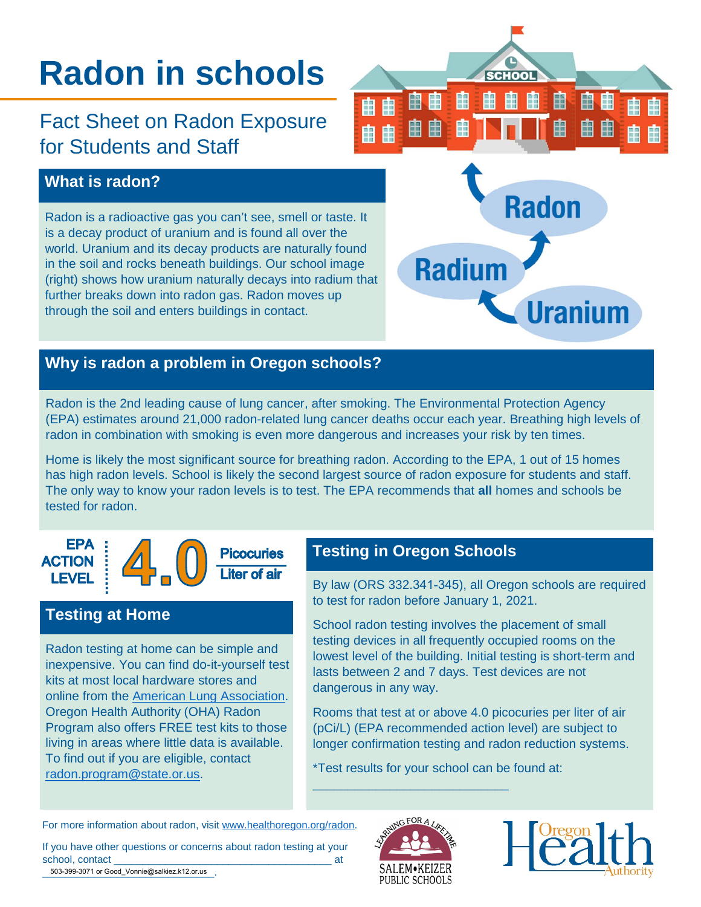# Radon in schools

## Fact Sheet on Radon Exposure for Students and Staff

### What is radon?

Radon is a radioactive gas you can't see, smell or taste. It is a decay product of uranium and is found all over the world. Uranium and its decay products are naturally found in the soil and rocks beneath buildings. Our school image (right) shows how uranium naturally decays into radium that further breaks down into radon gas. Radon moves up through the soil and enters buildings in contact.

SCHOOL

Radon

Radium

Uranium

### Why is radon a problem in Oregon schools?

Radon is the 2nd leading cause of lung cancer, after smoking. The Environmental Protection Agency (EPA) estimates around 21,000 radon-related lung cancer deaths occur each year. Breathing high levels of radon in combination with smoking is even more dangerous and increases your risk by ten times.

Home is likely the most significant source for breathing radon. According to the EPA, 1 out of 15 homes has high radon levels. School is likely the second largest source of radon exposure for students and staff. The only way to know your radon levels is to test. The EPA recommends that **all** homes and schools be tested for radon.

**EPA ACTION LEVEL: 4.0 Picocuries / Liter of air**

### Testing at Home

Radon testing at home can be simple and inexpensive. You can find do-it-yourself test kits at most local hardware stores and online from the American Lung Association. Oregon Health Authority (OHA) Radon Program also offers FREE test kits to those living in areas where little data is available. To find out if you are eligible, contact radon.program@state.or.us.

### Testing in Oregon Schools

By law (ORS 332.341-345), all Oregon schools are required to test for radon before January 1, 2021.

School radon testing involves the placement of small testing devices in all frequently occupied rooms on the lowest level of the building. Initial testing is short-term and lasts between 2 and 7 days. Test devices are not dangerous in any way.

Rooms that test at or above 4.0 picocuries per liter of air (pCi/L) (EPA recommended action level) are subject to longer confirmation testing and radon reduction systems.

*Test results for your school can be found at: ______________________________

For more information about radon, visit www.healthoregon.org/radon.

If you have other questions or concerns about radon testing at your school, contact ______________________________________ at 503-399-3071 or Good_Vonnie@salkiez.k12.or.us.

LEARNING FOR A LIFETIME — SALEM•KEIZER PUBLIC SCHOOLS

Oregon Health Authority